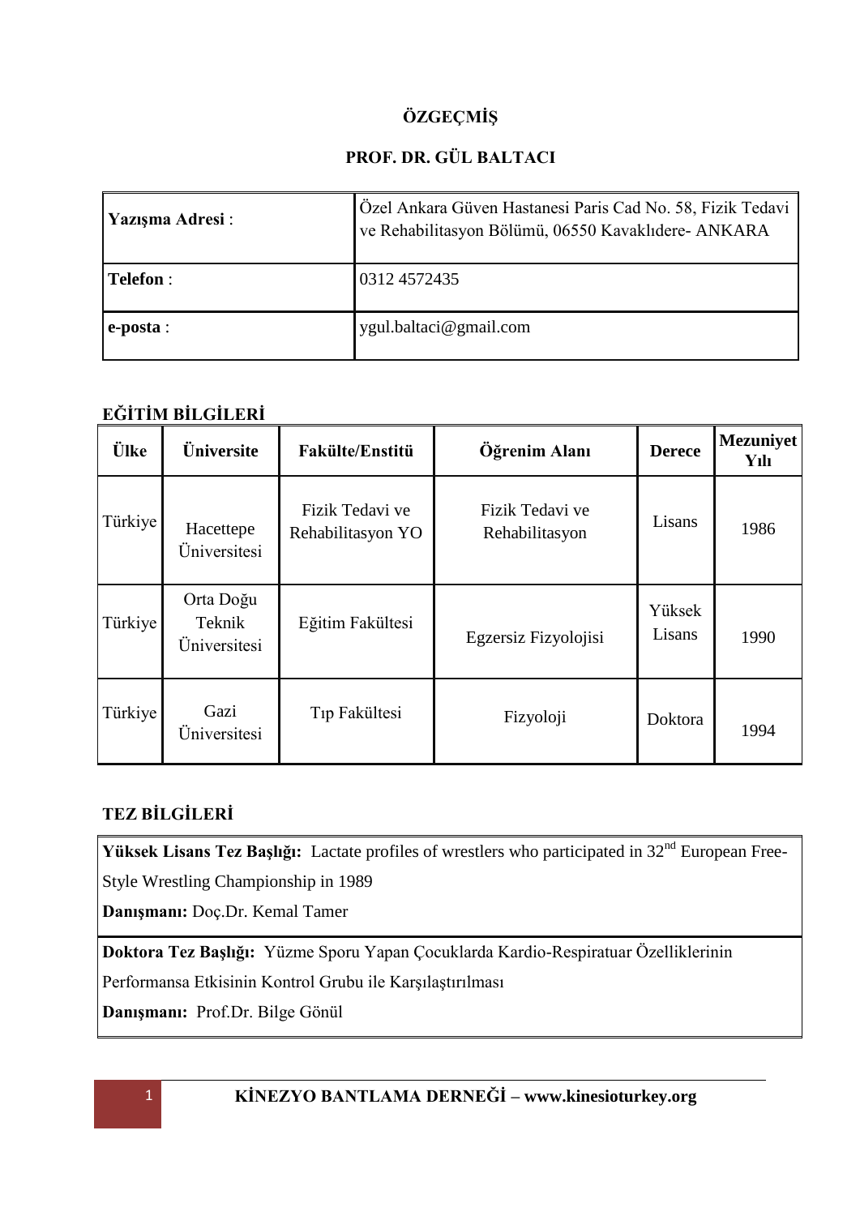# ÖZGEÇMİŞ

## PROF. DR. GÜL BALTACI

| | |
|---|---|
| **Yazışma Adresi** : | Özel Ankara Güven Hastanesi Paris Cad No. 58, Fizik Tedavi ve Rehabilitasyon Bölümü, 06550 Kavaklıdere- ANKARA |
| **Telefon** : | 0312 4572435 |
| **e-posta** : | ygul.baltaci@gmail.com |

### EĞİTİM BİLGİLERİ

| Ülke | Üniversite | Fakülte/Enstitü | Öğrenim Alanı | Derece | Mezuniyet Yılı |
|---|---|---|---|---|---|
| Türkiye | Hacettepe Üniversitesi | Fizik Tedavi ve Rehabilitasyon YO | Fizik Tedavi ve Rehabilitasyon | Lisans | 1986 |
| Türkiye | Orta Doğu Teknik Üniversitesi | Eğitim Fakültesi | Egzersiz Fizyolojisi | Yüksek Lisans | 1990 |
| Türkiye | Gazi Üniversitesi | Tıp Fakültesi | Fizyoloji | Doktora | 1994 |

### TEZ BİLGİLERİ

**Yüksek Lisans Tez Başlığı:** Lactate profiles of wrestlers who participated in 32nd European Free-Style Wrestling Championship in 1989

**Danışmanı:** Doç.Dr. Kemal Tamer

**Doktora Tez Başlığı:** Yüzme Sporu Yapan Çocuklarda Kardio-Respiratuar Özelliklerinin Performansa Etkisinin Kontrol Grubu ile Karşılaştırılması

**Danışmanı:** Prof.Dr. Bilge Gönül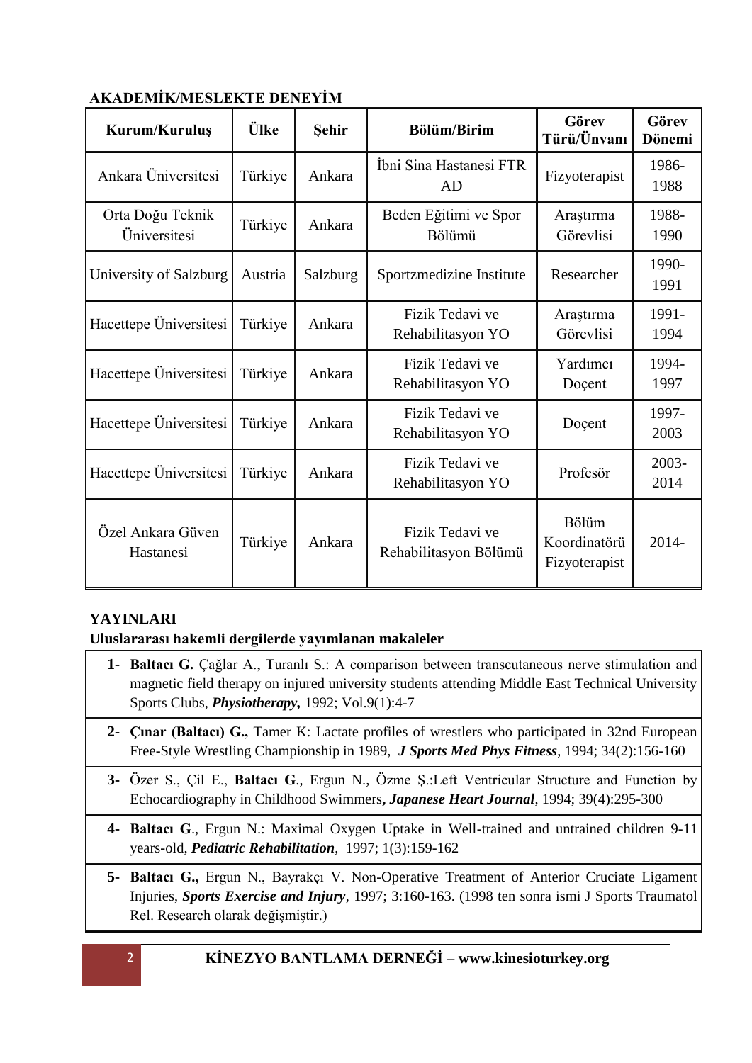**AKADEMİK/MESLEKTE DENEYİM**

| Kurum/Kuruluş | Ülke | Şehir | Bölüm/Birim | Görev Türü/Ünvanı | Görev Dönemi |
|---|---|---|---|---|---|
| Ankara Üniversitesi | Türkiye | Ankara | İbni Sina Hastanesi FTR AD | Fizyoterapist | 1986-1988 |
| Orta Doğu Teknik Üniversitesi | Türkiye | Ankara | Beden Eğitimi ve Spor Bölümü | Araştırma Görevlisi | 1988-1990 |
| University of Salzburg | Austria | Salzburg | Sportzmedizine Institute | Researcher | 1990-1991 |
| Hacettepe Üniversitesi | Türkiye | Ankara | Fizik Tedavi ve Rehabilitasyon YO | Araştırma Görevlisi | 1991-1994 |
| Hacettepe Üniversitesi | Türkiye | Ankara | Fizik Tedavi ve Rehabilitasyon YO | Yardımcı Doçent | 1994-1997 |
| Hacettepe Üniversitesi | Türkiye | Ankara | Fizik Tedavi ve Rehabilitasyon YO | Doçent | 1997-2003 |
| Hacettepe Üniversitesi | Türkiye | Ankara | Fizik Tedavi ve Rehabilitasyon YO | Profesör | 2003-2014 |
| Özel Ankara Güven Hastanesi | Türkiye | Ankara | Fizik Tedavi ve Rehabilitasyon Bölümü | Bölüm Koordinatörü Fizyoterapist | 2014- |

**YAYINLARI**

**Uluslararası hakemli dergilerde yayımlanan makaleler**

1- **Baltacı G.** Çağlar A., Turanlı S.: A comparison between transcutaneous nerve stimulation and magnetic field therapy on injured university students attending Middle East Technical University Sports Clubs, ***Physiotherapy,*** 1992; Vol.9(1):4-7

2- **Çınar (Baltacı) G.,** Tamer K: Lactate profiles of wrestlers who participated in 32nd European Free-Style Wrestling Championship in 1989, ***J Sports Med Phys Fitness***, 1994; 34(2):156-160

3- Özer S., Çil E., **Baltacı G**., Ergun N., Özme Ş.:Left Ventricular Structure and Function by Echocardiography in Childhood Swimmers**,** ***Japanese Heart Journal***, 1994; 39(4):295-300

4- **Baltacı G**., Ergun N.: Maximal Oxygen Uptake in Well-trained and untrained children 9-11 years-old, ***Pediatric Rehabilitation***, 1997; 1(3):159-162

5- **Baltacı G.,** Ergun N., Bayrakçı V. Non-Operative Treatment of Anterior Cruciate Ligament Injuries, ***Sports Exercise and Injury***, 1997; 3:160-163. (1998 ten sonra ismi J Sports Traumatol Rel. Research olarak değişmiştir.)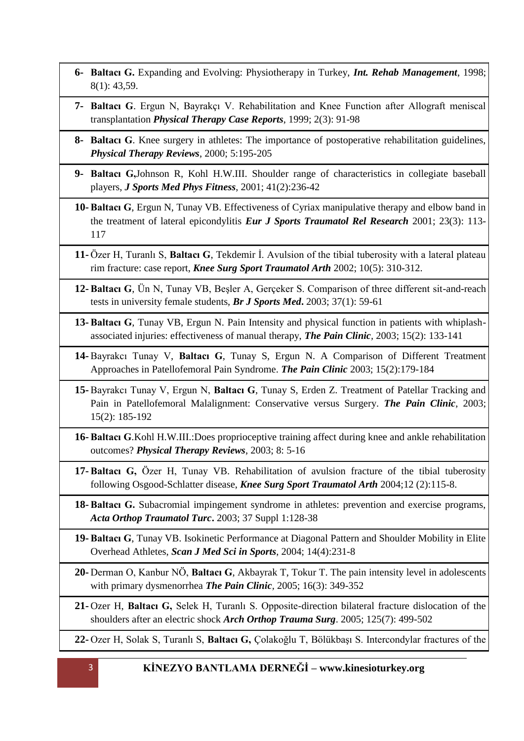6- **Baltacı G.** Expanding and Evolving: Physiotherapy in Turkey, ***Int. Rehab Management***, 1998; 8(1): 43,59.

7- **Baltacı G**. Ergun N, Bayrakçı V. Rehabilitation and Knee Function after Allograft meniscal transplantation ***Physical Therapy Case Reports***, 1999; 2(3): 91-98

8- **Baltacı G**. Knee surgery in athletes: The importance of postoperative rehabilitation guidelines, ***Physical Therapy Reviews***, 2000; 5:195-205

9- **Baltacı G,**Johnson R, Kohl H.W.III. Shoulder range of characteristics in collegiate baseball players, ***J Sports Med Phys Fitness***, 2001; 41(2):236-42

10- **Baltacı G**, Ergun N, Tunay VB. Effectiveness of Cyriax manipulative therapy and elbow band in the treatment of lateral epicondylitis ***Eur J Sports Traumatol Rel Research*** 2001; 23(3): 113-117

11- Özer H, Turanlı S, **Baltacı G**, Tekdemir İ. Avulsion of the tibial tuberosity with a lateral plateau rim fracture: case report, ***Knee Surg Sport Traumatol Arth*** 2002; 10(5): 310-312.

12- **Baltacı G**, Ün N, Tunay VB, Beşler A, Gerçeker S. Comparison of three different sit-and-reach tests in university female students, ***Br J Sports Med***. 2003; 37(1): 59-61

13- **Baltacı G**, Tunay VB, Ergun N. Pain Intensity and physical function in patients with whiplash-associated injuries: effectiveness of manual therapy, ***The Pain Clinic***, 2003; 15(2): 133-141

14- Bayrakcı Tunay V, **Baltacı G**, Tunay S, Ergun N. A Comparison of Different Treatment Approaches in Patellofemoral Pain Syndrome. ***The Pain Clinic*** 2003; 15(2):179-184

15- Bayrakcı Tunay V, Ergun N, **Baltacı G**, Tunay S, Erden Z. Treatment of Patellar Tracking and Pain in Patellofemoral Malalignment: Conservative versus Surgery. ***The Pain Clinic***, 2003; 15(2): 185-192

16- **Baltacı G**.Kohl H.W.III.:Does proprioceptive training affect during knee and ankle rehabilitation outcomes? ***Physical Therapy Reviews***, 2003; 8: 5-16

17- **Baltacı G,** Özer H, Tunay VB. Rehabilitation of avulsion fracture of the tibial tuberosity following Osgood-Schlatter disease, ***Knee Surg Sport Traumatol Arth*** 2004;12 (2):115-8.

18- **Baltacı G.** Subacromial impingement syndrome in athletes: prevention and exercise programs, ***Acta Orthop Traumatol Turc***. 2003; 37 Suppl 1:128-38

19- **Baltacı G**, Tunay VB. Isokinetic Performance at Diagonal Pattern and Shoulder Mobility in Elite Overhead Athletes, ***Scan J Med Sci in Sports***, 2004; 14(4):231-8

20- Derman O, Kanbur NÖ, **Baltacı G**, Akbayrak T, Tokur T. The pain intensity level in adolescents with primary dysmenorrhea ***The Pain Clinic***, 2005; 16(3): 349-352

21- Ozer H, **Baltacı G,** Selek H, Turanlı S. Opposite-direction bilateral fracture dislocation of the shoulders after an electric shock ***Arch Orthop Trauma Surg***. 2005; 125(7): 499-502

22- Ozer H, Solak S, Turanlı S, **Baltacı G,** Çolakoğlu T, Bölükbaşı S. Intercondylar fractures of the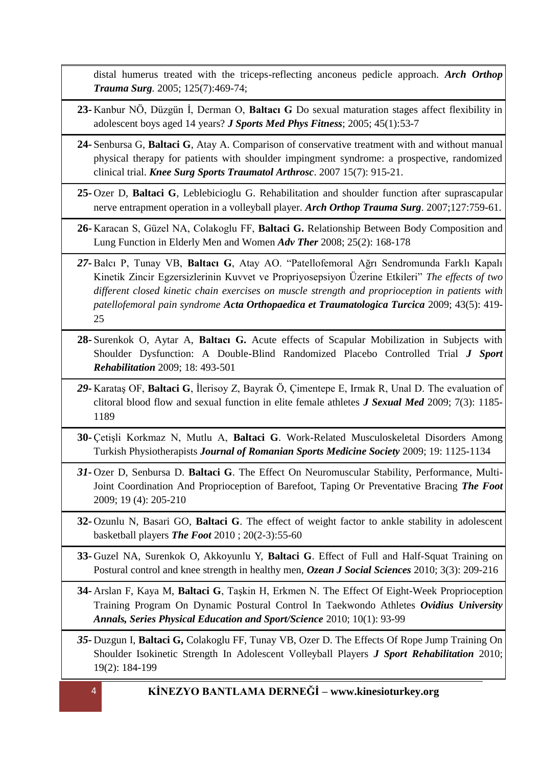distal humerus treated with the triceps-reflecting anconeus pedicle approach. ***Arch Orthop Trauma Surg***. 2005; 125(7):469-74;

**23-** Kanbur NÖ, Düzgün İ, Derman O, **Baltacı G** Do sexual maturation stages affect flexibility in adolescent boys aged 14 years? ***J Sports Med Phys Fitness***; 2005; 45(1):53-7

**24-** Senbursa G, **Baltaci G**, Atay A. Comparison of conservative treatment with and without manual physical therapy for patients with shoulder impingment syndrome: a prospective, randomized clinical trial. ***Knee Surg Sports Traumatol Arthrosc***. 2007 15(7): 915-21.

**25-** Ozer D, **Baltaci G**, Leblebicioglu G. Rehabilitation and shoulder function after suprascapular nerve entrapment operation in a volleyball player. ***Arch Orthop Trauma Surg***. 2007;127:759-61.

**26-** Karacan S, Güzel NA, Colakoglu FF, **Baltaci G.** Relationship Between Body Composition and Lung Function in Elderly Men and Women ***Adv Ther*** 2008; 25(2): 168-178

***27-*** Balcı P, Tunay VB, **Baltacı G**, Atay AO. "Patellofemoral Ağrı Sendromunda Farklı Kapalı Kinetik Zincir Egzersizlerinin Kuvvet ve Propriyosepsiyon Üzerine Etkileri" *The effects of two different closed kinetic chain exercises on muscle strength and proprioception in patients with patellofemoral pain syndrome* ***Acta Orthopaedica et Traumatologica Turcica*** 2009; 43(5): 419-25

**28-** Surenkok O, Aytar A, **Baltacı G.** Acute effects of Scapular Mobilization in Subjects with Shoulder Dysfunction: A Double-Blind Randomized Placebo Controlled Trial ***J Sport Rehabilitation*** 2009; 18: 493-501

***29-*** Karataş OF, **Baltaci G**, İlerisoy Z, Bayrak Ö, Çimentepe E, Irmak R, Unal D. The evaluation of clitoral blood flow and sexual function in elite female athletes ***J Sexual Med*** 2009; 7(3): 1185-1189

**30-** Çetişli Korkmaz N, Mutlu A, **Baltaci G**. Work-Related Musculoskeletal Disorders Among Turkish Physiotherapists ***Journal of Romanian Sports Medicine Society*** 2009; 19: 1125-1134

***31-*** Ozer D, Senbursa D. **Baltaci G**. The Effect On Neuromuscular Stability, Performance, Multi-Joint Coordination And Proprioception of Barefoot, Taping Or Preventative Bracing ***The Foot*** 2009; 19 (4): 205-210

**32-** Ozunlu N, Basari GO, **Baltaci G**. The effect of weight factor to ankle stability in adolescent basketball players ***The Foot*** 2010 ; 20(2-3):55-60

**33-** Guzel NA, Surenkok O, Akkoyunlu Y, **Baltaci G**. Effect of Full and Half-Squat Training on Postural control and knee strength in healthy men, ***Ozean J Social Sciences*** 2010; 3(3): 209-216

**34-** Arslan F, Kaya M, **Baltaci G**, Taşkin H, Erkmen N. The Effect Of Eight-Week Proprioception Training Program On Dynamic Postural Control In Taekwondo Athletes ***Ovidius University Annals, Series Physical Education and Sport/Science*** 2010; 10(1): 93-99

***35-*** Duzgun I, **Baltaci G,** Colakoglu FF, Tunay VB, Ozer D. The Effects Of Rope Jump Training On Shoulder Isokinetic Strength In Adolescent Volleyball Players ***J Sport Rehabilitation*** 2010; 19(2): 184-199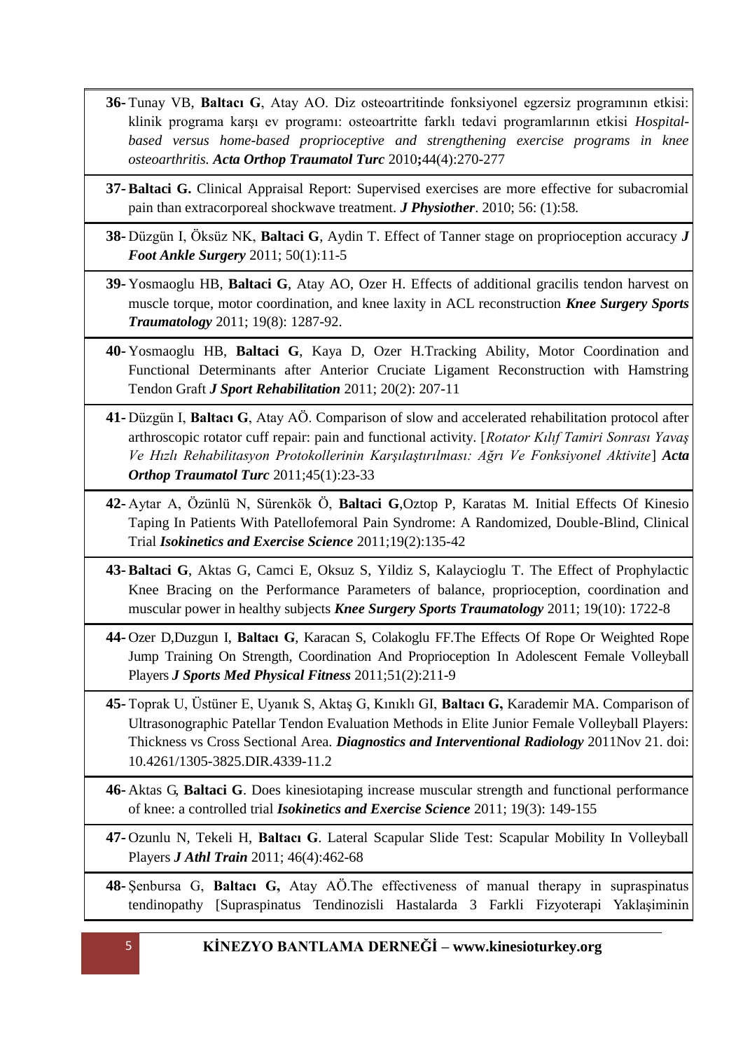36- Tunay VB, **Baltacı G**, Atay AO. Diz osteoartritinde fonksiyonel egzersiz programının etkisi: klinik programa karşı ev programı: osteoartritte farklı tedavi programlarının etkisi *Hospital-based versus home-based proprioceptive and strengthening exercise programs in knee osteoarthritis. **Acta Orthop Traumatol Turc*** 2010**;**44(4):270-277

37- **Baltaci G.** Clinical Appraisal Report: Supervised exercises are more effective for subacromial pain than extracorporeal shockwave treatment. ***J Physiother***. 2010; 56: (1):58.

38- Düzgün I, Öksüz NK, **Baltaci G**, Aydin T. Effect of Tanner stage on proprioception accuracy ***J Foot Ankle Surgery*** 2011; 50(1):11-5

39- Yosmaoglu HB, **Baltaci G**, Atay AO, Ozer H. Effects of additional gracilis tendon harvest on muscle torque, motor coordination, and knee laxity in ACL reconstruction ***Knee Surgery Sports Traumatology*** 2011; 19(8): 1287-92.

40- Yosmaoglu HB, **Baltaci G**, Kaya D, Ozer H.Tracking Ability, Motor Coordination and Functional Determinants after Anterior Cruciate Ligament Reconstruction with Hamstring Tendon Graft ***J Sport Rehabilitation*** 2011; 20(2): 207-11

41- Düzgün I, **Baltacı G**, Atay AÖ. Comparison of slow and accelerated rehabilitation protocol after arthroscopic rotator cuff repair: pain and functional activity. [*Rotator Kılıf Tamiri Sonrası Yavaş Ve Hızlı Rehabilitasyon Protokollerinin Karşılaştırılması: Ağrı Ve Fonksiyonel Aktivite*] ***Acta Orthop Traumatol Turc*** 2011;45(1):23-33

42- Aytar A, Özünlü N, Sürenkök Ö, **Baltaci G**,Oztop P, Karatas M. Initial Effects Of Kinesio Taping In Patients With Patellofemoral Pain Syndrome: A Randomized, Double-Blind, Clinical Trial ***Isokinetics and Exercise Science*** 2011;19(2):135-42

43- **Baltaci G**, Aktas G, Camci E, Oksuz S, Yildiz S, Kalaycioglu T. The Effect of Prophylactic Knee Bracing on the Performance Parameters of balance, proprioception, coordination and muscular power in healthy subjects ***Knee Surgery Sports Traumatology*** 2011; 19(10): 1722-8

44- Ozer D,Duzgun I, **Baltacı G**, Karacan S, Colakoglu FF.The Effects Of Rope Or Weighted Rope Jump Training On Strength, Coordination And Proprioception In Adolescent Female Volleyball Players ***J Sports Med Physical Fitness*** 2011;51(2):211-9

45- Toprak U, Üstüner E, Uyanık S, Aktaş G, Kınıklı GI, **Baltacı G,** Karademir MA. Comparison of Ultrasonographic Patellar Tendon Evaluation Methods in Elite Junior Female Volleyball Players: Thickness vs Cross Sectional Area. ***Diagnostics and Interventional Radiology*** 2011Nov 21. doi: 10.4261/1305-3825.DIR.4339-11.2

46- Aktas G, **Baltaci G**. Does kinesiotaping increase muscular strength and functional performance of knee: a controlled trial ***Isokinetics and Exercise Science*** 2011; 19(3): 149-155

47- Ozunlu N, Tekeli H, **Baltacı G**. Lateral Scapular Slide Test: Scapular Mobility In Volleyball Players ***J Athl Train*** 2011; 46(4):462-68

48- Şenbursa G, **Baltacı G,** Atay AÖ.The effectiveness of manual therapy in supraspinatus tendinopathy [Supraspinatus Tendinozisli Hastalarda 3 Farkli Fizyoterapi Yaklaşiminin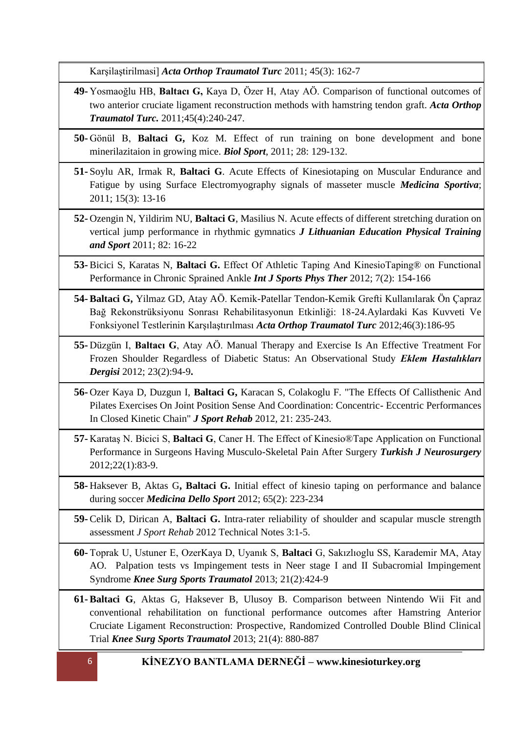Karşılaştirilmasi] ***Acta Orthop Traumatol Turc*** 2011; 45(3): 162-7

**49-** Yosmaoğlu HB, **Baltacı G,** Kaya D, Özer H, Atay AÖ. Comparison of functional outcomes of two anterior cruciate ligament reconstruction methods with hamstring tendon graft. ***Acta Orthop Traumatol Turc.*** 2011;45(4):240-247.

**50-** Gönül B, **Baltaci G,** Koz M. Effect of run training on bone development and bone minerilazitaion in growing mice. ***Biol Sport***, 2011; 28: 129-132.

**51-** Soylu AR, Irmak R, **Baltaci G**. Acute Effects of Kinesiotaping on Muscular Endurance and Fatigue by using Surface Electromyography signals of masseter muscle ***Medicina Sportiva***; 2011; 15(3): 13-16

**52-** Ozengin N, Yildirim NU, **Baltaci G**, Masilius N. Acute effects of different stretching duration on vertical jump performance in rhythmic gymnatics ***J Lithuanian Education Physical Training and Sport*** 2011; 82: 16-22

**53-** Bicici S, Karatas N, **Baltaci G.** Effect Of Athletic Taping And KinesioTaping® on Functional Performance in Chronic Sprained Ankle ***Int J Sports Phys Ther*** 2012; 7(2): 154-166

**54-** **Baltaci G,** Yilmaz GD, Atay AÖ. Kemik-Patellar Tendon-Kemik Grefti Kullanılarak Ön Çapraz Bağ Rekonstrüksiyonu Sonrası Rehabilitasyonun Etkinliği: 18-24.Aylardaki Kas Kuvveti Ve Fonksiyonel Testlerinin Karşılaştırılması ***Acta Orthop Traumatol Turc*** 2012;46(3):186-95

**55-** Düzgün I, **Baltacı G**, Atay AÖ. Manual Therapy and Exercise Is An Effective Treatment For Frozen Shoulder Regardless of Diabetic Status: An Observational Study ***Eklem Hastalıkları Dergisi*** 2012; 23(2):94-9**.**

**56-** Ozer Kaya D, Duzgun I, **Baltaci G,** Karacan S, Colakoglu F. "The Effects Of Callisthenic And Pilates Exercises On Joint Position Sense And Coordination: Concentric- Eccentric Performances In Closed Kinetic Chain" ***J Sport Rehab*** 2012, 21: 235-243.

**57-** Karataş N. Bicici S, **Baltaci G**, Caner H. The Effect of Kinesio®Tape Application on Functional Performance in Surgeons Having Musculo-Skeletal Pain After Surgery ***Turkish J Neurosurgery*** 2012;22(1):83-9.

**58-** Haksever B, Aktas G**, Baltaci G.** Initial effect of kinesio taping on performance and balance during soccer ***Medicina Dello Sport*** 2012; 65(2): 223-234

**59-** Celik D, Dirican A, **Baltaci G.** Intra-rater reliability of shoulder and scapular muscle strength assessment *J Sport Rehab* 2012 Technical Notes 3:1-5.

**60-** Toprak U, Ustuner E, OzerKaya D, Uyanık S, **Baltaci** G, Sakızlıoglu SS, Karademir MA, Atay AO. Palpation tests vs Impingement tests in Neer stage I and II Subacromial Impingement Syndrome ***Knee Surg Sports Traumatol*** 2013; 21(2):424-9

**61-** **Baltaci G**, Aktas G, Haksever B, Ulusoy B. Comparison between Nintendo Wii Fit and conventional rehabilitation on functional performance outcomes after Hamstring Anterior Cruciate Ligament Reconstruction: Prospective, Randomized Controlled Double Blind Clinical Trial ***Knee Surg Sports Traumatol*** 2013; 21(4): 880-887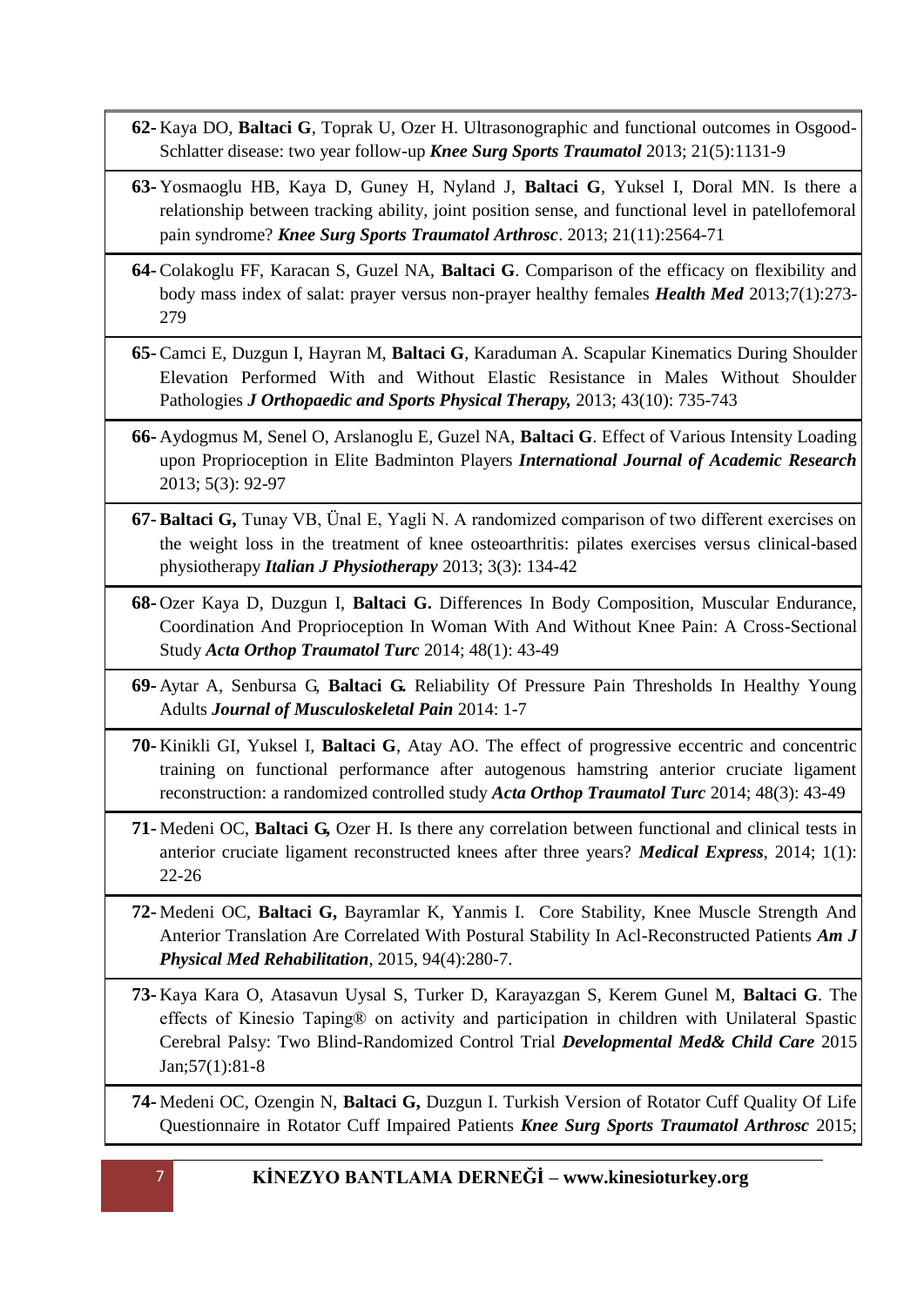62- Kaya DO, **Baltaci G**, Toprak U, Ozer H. Ultrasonographic and functional outcomes in Osgood-Schlatter disease: two year follow-up ***Knee Surg Sports Traumatol*** 2013; 21(5):1131-9

63- Yosmaoglu HB, Kaya D, Guney H, Nyland J, **Baltaci G**, Yuksel I, Doral MN. Is there a relationship between tracking ability, joint position sense, and functional level in patellofemoral pain syndrome? ***Knee Surg Sports Traumatol Arthrosc***. 2013; 21(11):2564-71

64- Colakoglu FF, Karacan S, Guzel NA, **Baltaci G**. Comparison of the efficacy on flexibility and body mass index of salat: prayer versus non-prayer healthy females ***Health Med*** 2013;7(1):273-279

65- Camci E, Duzgun I, Hayran M, **Baltaci G**, Karaduman A. Scapular Kinematics During Shoulder Elevation Performed With and Without Elastic Resistance in Males Without Shoulder Pathologies ***J Orthopaedic and Sports Physical Therapy,*** 2013; 43(10): 735-743

66- Aydogmus M, Senel O, Arslanoglu E, Guzel NA, **Baltaci G**. Effect of Various Intensity Loading upon Proprioception in Elite Badminton Players ***International Journal of Academic Research*** 2013; 5(3): 92-97

67- **Baltaci G,** Tunay VB, Ünal E, Yagli N. A randomized comparison of two different exercises on the weight loss in the treatment of knee osteoarthritis: pilates exercises versus clinical-based physiotherapy ***Italian J Physiotherapy*** 2013; 3(3): 134-42

68- Ozer Kaya D, Duzgun I, **Baltaci G.** Differences In Body Composition, Muscular Endurance, Coordination And Proprioception In Woman With And Without Knee Pain: A Cross-Sectional Study ***Acta Orthop Traumatol Turc*** 2014; 48(1): 43-49

69- Aytar A, Senbursa G, **Baltaci G.** Reliability Of Pressure Pain Thresholds In Healthy Young Adults ***Journal of Musculoskeletal Pain*** 2014: 1-7

70- Kinikli GI, Yuksel I, **Baltaci G**, Atay AO. The effect of progressive eccentric and concentric training on functional performance after autogenous hamstring anterior cruciate ligament reconstruction: a randomized controlled study ***Acta Orthop Traumatol Turc*** 2014; 48(3): 43-49

71- Medeni OC, **Baltaci G,** Ozer H. Is there any correlation between functional and clinical tests in anterior cruciate ligament reconstructed knees after three years? ***Medical Express***, 2014; 1(1): 22-26

72- Medeni OC, **Baltaci G,** Bayramlar K, Yanmis I. Core Stability, Knee Muscle Strength And Anterior Translation Are Correlated With Postural Stability In Acl-Reconstructed Patients ***Am J Physical Med Rehabilitation***, 2015, 94(4):280-7.

73- Kaya Kara O, Atasavun Uysal S, Turker D, Karayazgan S, Kerem Gunel M, **Baltaci G**. The effects of Kinesio Taping® on activity and participation in children with Unilateral Spastic Cerebral Palsy: Two Blind-Randomized Control Trial ***Developmental Med& Child Care*** 2015 Jan;57(1):81-8

74- Medeni OC, Ozengin N, **Baltaci G,** Duzgun I. Turkish Version of Rotator Cuff Quality Of Life Questionnaire in Rotator Cuff Impaired Patients ***Knee Surg Sports Traumatol Arthrosc*** 2015;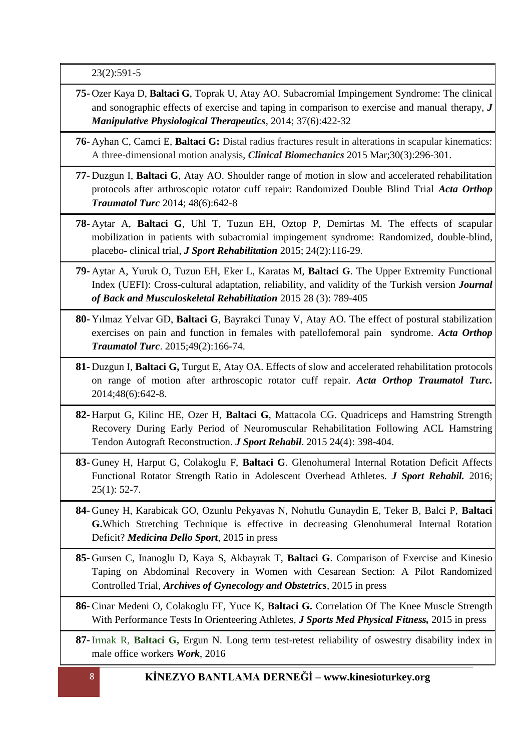23(2):591-5

**75-** Ozer Kaya D, **Baltaci G**, Toprak U, Atay AO. Subacromial Impingement Syndrome: The clinical and sonographic effects of exercise and taping in comparison to exercise and manual therapy, ***J Manipulative Physiological Therapeutics***, 2014; 37(6):422-32

**76-** Ayhan C, Camci E, **Baltaci G:** Distal radius fractures result in alterations in scapular kinematics: A three-dimensional motion analysis, ***Clinical Biomechanics*** 2015 Mar;30(3):296-301.

**77-** Duzgun I, **Baltaci G**, Atay AO. Shoulder range of motion in slow and accelerated rehabilitation protocols after arthroscopic rotator cuff repair: Randomized Double Blind Trial ***Acta Orthop Traumatol Turc*** 2014; 48(6):642-8

**78-** Aytar A, **Baltaci G**, Uhl T, Tuzun EH, Oztop P, Demirtas M. The effects of scapular mobilization in patients with subacromial impingement syndrome: Randomized, double-blind, placebo- clinical trial, ***J Sport Rehabilitation*** 2015; 24(2):116-29.

**79-** Aytar A, Yuruk O, Tuzun EH, Eker L, Karatas M, **Baltaci G**. The Upper Extremity Functional Index (UEFI): Cross-cultural adaptation, reliability, and validity of the Turkish version ***Journal of Back and Musculoskeletal Rehabilitation*** 2015 28 (3): 789-405

**80-** Yılmaz Yelvar GD, **Baltaci G**, Bayrakci Tunay V, Atay AO. The effect of postural stabilization exercises on pain and function in females with patellofemoral pain syndrome. ***Acta Orthop Traumatol Turc***. 2015;49(2):166-74.

**81-** Duzgun I, **Baltaci G,** Turgut E, Atay OA. Effects of slow and accelerated rehabilitation protocols on range of motion after arthroscopic rotator cuff repair. ***Acta Orthop Traumatol Turc.*** 2014;48(6):642-8.

**82-** Harput G, Kilinc HE, Ozer H, **Baltaci G**, Mattacola CG. Quadriceps and Hamstring Strength Recovery During Early Period of Neuromuscular Rehabilitation Following ACL Hamstring Tendon Autograft Reconstruction. ***J Sport Rehabil***. 2015 24(4): 398-404.

**83-** Guney H, Harput G, Colakoglu F, **Baltaci G**. Glenohumeral Internal Rotation Deficit Affects Functional Rotator Strength Ratio in Adolescent Overhead Athletes. ***J Sport Rehabil.*** 2016; 25(1): 52-7.

**84-** Guney H, Karabicak GO, Ozunlu Pekyavas N, Nohutlu Gunaydin E, Teker B, Balci P, **Baltaci G.**Which Stretching Technique is effective in decreasing Glenohumeral Internal Rotation Deficit? ***Medicina Dello Sport***, 2015 in press

**85-** Gursen C, Inanoglu D, Kaya S, Akbayrak T, **Baltaci G**. Comparison of Exercise and Kinesio Taping on Abdominal Recovery in Women with Cesarean Section: A Pilot Randomized Controlled Trial, ***Archives of Gynecology and Obstetrics***, 2015 in press

**86-** Cinar Medeni O, Colakoglu FF, Yuce K, **Baltaci G.** Correlation Of The Knee Muscle Strength With Performance Tests In Orienteering Athletes, ***J Sports Med Physical Fitness,*** 2015 in press

**87-** Irmak R, **Baltaci G,** Ergun N. Long term test-retest reliability of oswestry disability index in male office workers ***Work***, 2016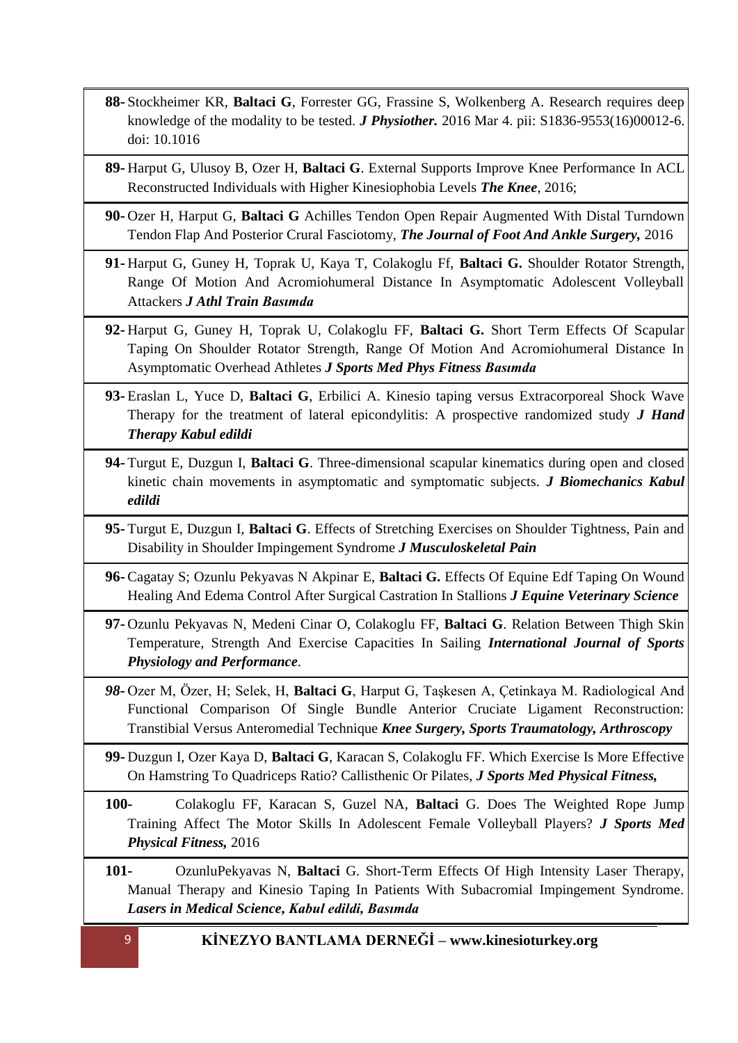**88-** Stockheimer KR, **Baltaci G**, Forrester GG, Frassine S, Wolkenberg A. Research requires deep knowledge of the modality to be tested. ***J Physiother.*** 2016 Mar 4. pii: S1836-9553(16)00012-6. doi: 10.1016

**89-** Harput G, Ulusoy B, Ozer H, **Baltaci G**. External Supports Improve Knee Performance In ACL Reconstructed Individuals with Higher Kinesiophobia Levels ***The Knee***, 2016;

**90-** Ozer H, Harput G, **Baltaci G** Achilles Tendon Open Repair Augmented With Distal Turndown Tendon Flap And Posterior Crural Fasciotomy, ***The Journal of Foot And Ankle Surgery,*** 2016

**91-** Harput G, Guney H, Toprak U, Kaya T, Colakoglu Ff, **Baltaci G.** Shoulder Rotator Strength, Range Of Motion And Acromiohumeral Distance In Asymptomatic Adolescent Volleyball Attackers ***J Athl Train Basımda***

**92-** Harput G, Guney H, Toprak U, Colakoglu FF, **Baltaci G.** Short Term Effects Of Scapular Taping On Shoulder Rotator Strength, Range Of Motion And Acromiohumeral Distance In Asymptomatic Overhead Athletes ***J Sports Med Phys Fitness Basımda***

**93-** Eraslan L, Yuce D, **Baltaci G**, Erbilici A. Kinesio taping versus Extracorporeal Shock Wave Therapy for the treatment of lateral epicondylitis: A prospective randomized study ***J Hand Therapy Kabul edildi***

**94-** Turgut E, Duzgun I, **Baltaci G**. Three-dimensional scapular kinematics during open and closed kinetic chain movements in asymptomatic and symptomatic subjects. ***J Biomechanics Kabul edildi***

**95-** Turgut E, Duzgun I, **Baltaci G**. Effects of Stretching Exercises on Shoulder Tightness, Pain and Disability in Shoulder Impingement Syndrome ***J Musculoskeletal Pain***

**96-** Cagatay S; Ozunlu Pekyavas N Akpinar E, **Baltaci G.** Effects Of Equine Edf Taping On Wound Healing And Edema Control After Surgical Castration In Stallions ***J Equine Veterinary Science***

**97-** Ozunlu Pekyavas N, Medeni Cinar O, Colakoglu FF, **Baltaci G**. Relation Between Thigh Skin Temperature, Strength And Exercise Capacities In Sailing ***International Journal of Sports Physiology and Performance***.

***98-*** Ozer M, Özer, H; Selek, H, **Baltaci G**, Harput G, Taşkesen A, Çetinkaya M. Radiological And Functional Comparison Of Single Bundle Anterior Cruciate Ligament Reconstruction: Transtibial Versus Anteromedial Technique ***Knee Surgery, Sports Traumatology, Arthroscopy***

**99-** Duzgun I, Ozer Kaya D, **Baltaci G**, Karacan S, Colakoglu FF. Which Exercise Is More Effective On Hamstring To Quadriceps Ratio? Callisthenic Or Pilates, ***J Sports Med Physical Fitness,***

**100-** Colakoglu FF, Karacan S, Guzel NA, **Baltaci** G. Does The Weighted Rope Jump Training Affect The Motor Skills In Adolescent Female Volleyball Players? ***J Sports Med Physical Fitness,*** 2016

**101-** OzunluPekyavas N, **Baltaci** G. Short-Term Effects Of High Intensity Laser Therapy, Manual Therapy and Kinesio Taping In Patients With Subacromial Impingement Syndrome. ***Lasers in Medical Science, Kabul edildi, Basımda***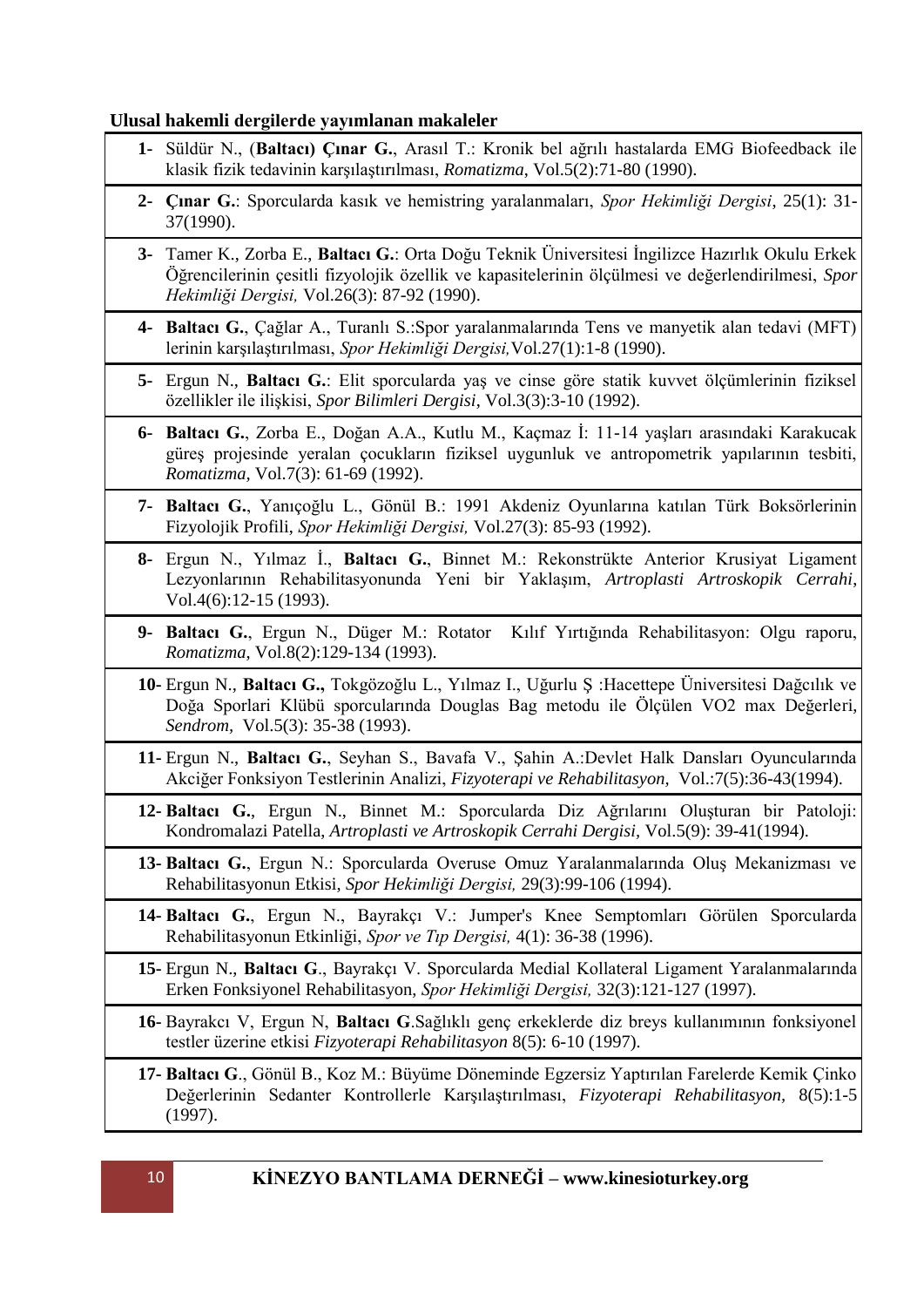**Ulusal hakemli dergilerde yayımlanan makaleler**

1- Süldür N., (**Baltacı) Çınar G.**, Arasıl T.: Kronik bel ağrılı hastalarda EMG Biofeedback ile klasik fizik tedavinin karşılaştırılması, *Romatizma*, Vol.5(2):71-80 (1990).

2- **Çınar G.**: Sporcularda kasık ve hemistring yaralanmaları, *Spor Hekimliği Dergisi*, 25(1): 31-37(1990).

3- Tamer K., Zorba E., **Baltacı G.**: Orta Doğu Teknik Üniversitesi İngilizce Hazırlık Okulu Erkek Öğrencilerinin çesitli fizyolojik özellik ve kapasitelerinin ölçülmesi ve değerlendirilmesi, *Spor Hekimliği Dergisi,* Vol.26(3): 87-92 (1990).

4- **Baltacı G.**, Çağlar A., Turanlı S.:Spor yaralanmalarında Tens ve manyetik alan tedavi (MFT) lerinin karşılaştırılması, *Spor Hekimliği Dergisi,*Vol.27(1):1-8 (1990).

5- Ergun N., **Baltacı G.**: Elit sporcularda yaş ve cinse göre statik kuvvet ölçümlerinin fiziksel özellikler ile ilişkisi, *Spor Bilimleri Dergisi*, Vol.3(3):3-10 (1992).

6- **Baltacı G.**, Zorba E., Doğan A.A., Kutlu M., Kaçmaz İ: 11-14 yaşları arasındaki Karakucak güreş projesinde yeralan çocukların fiziksel uygunluk ve antropometrik yapılarının tesbiti, *Romatizma,* Vol.7(3): 61-69 (1992).

7- **Baltacı G.**, Yanıçoğlu L., Gönül B.: 1991 Akdeniz Oyunlarına katılan Türk Boksörlerinin Fizyolojik Profili, *Spor Hekimliği Dergisi,* Vol.27(3): 85-93 (1992).

8- Ergun N., Yılmaz İ., **Baltacı G.**, Binnet M.: Rekonstrükte Anterior Krusiyat Ligament Lezyonlarının Rehabilitasyonunda Yeni bir Yaklaşım, *Artroplasti Artroskopik Cerrahi*, Vol.4(6):12-15 (1993).

9- **Baltacı G.**, Ergun N., Düger M.: Rotator Kılıf Yırtığında Rehabilitasyon: Olgu raporu, *Romatizma*, Vol.8(2):129-134 (1993).

10- Ergun N., **Baltacı G.,** Tokgözoğlu L., Yılmaz I., Uğurlu Ş :Hacettepe Üniversitesi Dağcılık ve Doğa Sporlari Klübü sporcularında Douglas Bag metodu ile Ölçülen VO2 max Değerleri, *Sendrom*, Vol.5(3): 35-38 (1993).

11- Ergun N., **Baltacı G.**, Seyhan S., Bavafa V., Şahin A.:Devlet Halk Dansları Oyuncularında Akciğer Fonksiyon Testlerinin Analizi, *Fizyoterapi ve Rehabilitasyon,* Vol.:7(5):36-43(1994).

12- **Baltacı G.**, Ergun N., Binnet M.: Sporcularda Diz Ağrılarını Oluşturan bir Patoloji: Kondromalazi Patella, *Artroplasti ve Artroskopik Cerrahi Dergisi,* Vol.5(9): 39-41(1994).

13- **Baltacı G.**, Ergun N.: Sporcularda Overuse Omuz Yaralanmalarında Oluş Mekanizması ve Rehabilitasyonun Etkisi, *Spor Hekimliği Dergisi,* 29(3):99-106 (1994).

14- **Baltacı G.**, Ergun N., Bayrakçı V.: Jumper's Knee Semptomları Görülen Sporcularda Rehabilitasyonun Etkinliği, *Spor ve Tıp Dergisi,* 4(1): 36-38 (1996).

15- Ergun N., **Baltacı G**., Bayrakçı V. Sporcularda Medial Kollateral Ligament Yaralanmalarında Erken Fonksiyonel Rehabilitasyon, *Spor Hekimliği Dergisi,* 32(3):121-127 (1997).

16- Bayrakcı V, Ergun N, **Baltacı G**.Sağlıklı genç erkeklerde diz breys kullanımının fonksiyonel testler üzerine etkisi *Fizyoterapi Rehabilitasyon* 8(5): 6-10 (1997).

17- **Baltacı G**., Gönül B., Koz M.: Büyüme Döneminde Egzersiz Yaptırılan Farelerde Kemik Çinko Değerlerinin Sedanter Kontrollerle Karşılaştırılması, *Fizyoterapi Rehabilitasyon,* 8(5):1-5 (1997).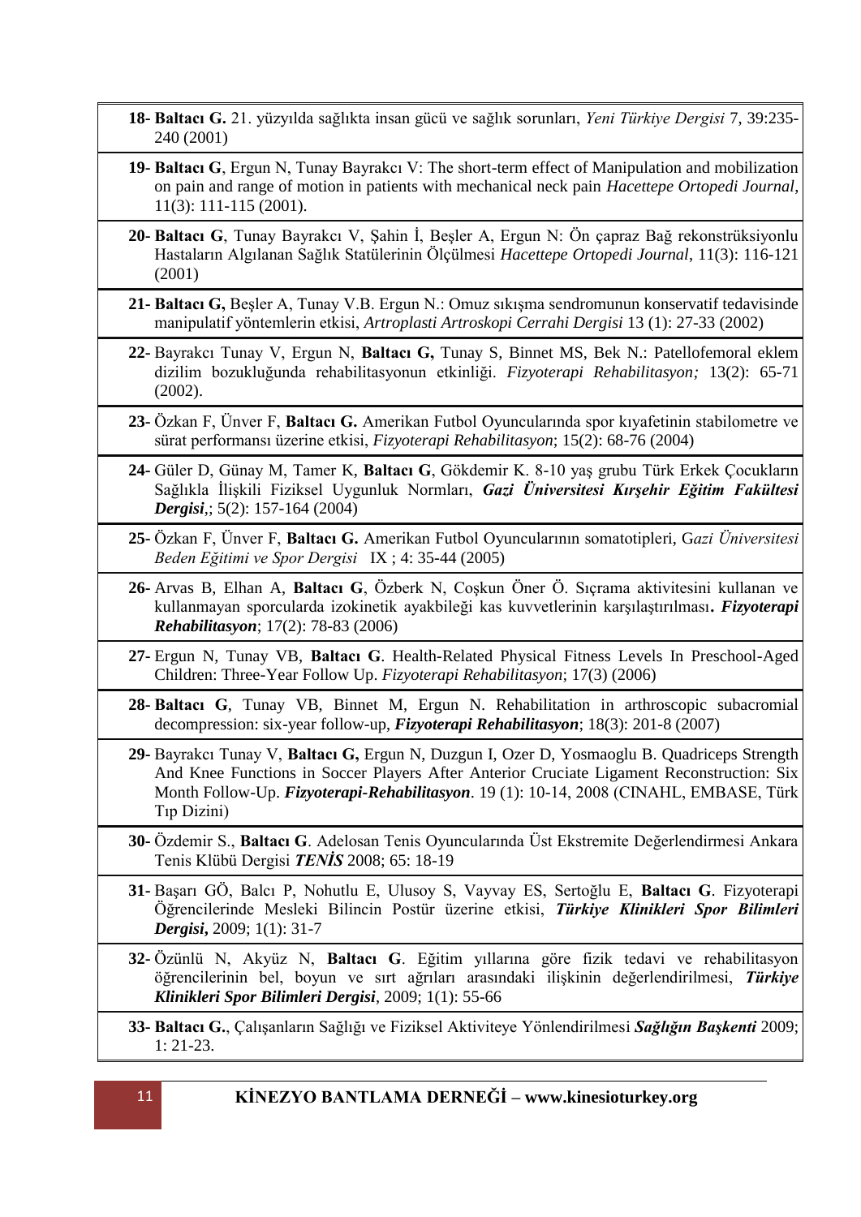**18-** **Baltacı G.** 21. yüzyılda sağlıkta insan gücü ve sağlık sorunları, *Yeni Türkiye Dergisi* 7, 39:235-240 (2001)

**19-** **Baltacı G**, Ergun N, Tunay Bayrakcı V: The short-term effect of Manipulation and mobilization on pain and range of motion in patients with mechanical neck pain *Hacettepe Ortopedi Journal*, 11(3): 111-115 (2001).

**20-** **Baltacı G**, Tunay Bayrakcı V, Şahin İ, Beşler A, Ergun N: Ön çapraz Bağ rekonstrüksiyonlu Hastaların Algılanan Sağlık Statülerinin Ölçülmesi *Hacettepe Ortopedi Journal*, 11(3): 116-121 (2001)

**21-** **Baltacı G,** Beşler A, Tunay V.B. Ergun N.: Omuz sıkışma sendromunun konservatif tedavisinde manipulatif yöntemlerin etkisi, *Artroplasti Artroskopi Cerrahi Dergisi* 13 (1): 27-33 (2002)

**22-** Bayrakcı Tunay V, Ergun N, **Baltacı G,** Tunay S, Binnet MS, Bek N.: Patellofemoral eklem dizilim bozukluğunda rehabilitasyonun etkinliği. *Fizyoterapi Rehabilitasyon;* 13(2): 65-71 (2002).

**23-** Özkan F, Ünver F, **Baltacı G.** Amerikan Futbol Oyuncularında spor kıyafetinin stabilometre ve sürat performansı üzerine etkisi, *Fizyoterapi Rehabilitasyon*; 15(2): 68-76 (2004)

**24-** Güler D, Günay M, Tamer K, **Baltacı G**, Gökdemir K. 8-10 yaş grubu Türk Erkek Çocukların Sağlıkla İlişkili Fiziksel Uygunluk Normları, ***Gazi Üniversitesi Kırşehir Eğitim Fakültesi Dergisi***,; 5(2): 157-164 (2004)

**25-** Özkan F, Ünver F, **Baltacı G.** Amerikan Futbol Oyuncularının somatotipleri, G*azi Üniversitesi Beden Eğitimi ve Spor Dergisi* IX ; 4: 35-44 (2005)

**26-** Arvas B, Elhan A, **Baltacı G**, Özberk N, Coşkun Öner Ö. Sıçrama aktivitesini kullanan ve kullanmayan sporcularda izokinetik ayakbileği kas kuvvetlerinin karşılaştırılması**.** ***Fizyoterapi Rehabilitasyon***; 17(2): 78-83 (2006)

**27-** Ergun N, Tunay VB, **Baltacı G**. Health-Related Physical Fitness Levels In Preschool-Aged Children: Three-Year Follow Up. *Fizyoterapi Rehabilitasyon*; 17(3) (2006)

**28-** **Baltacı G**, Tunay VB, Binnet M, Ergun N. Rehabilitation in arthroscopic subacromial decompression: six-year follow-up, ***Fizyoterapi Rehabilitasyon***; 18(3): 201-8 (2007)

**29-** Bayrakcı Tunay V, **Baltacı G,** Ergun N, Duzgun I, Ozer D, Yosmaoglu B. Quadriceps Strength And Knee Functions in Soccer Players After Anterior Cruciate Ligament Reconstruction: Six Month Follow-Up. ***Fizyoterapi-Rehabilitasyon***. 19 (1): 10-14, 2008 (CINAHL, EMBASE, Türk Tıp Dizini)

**30-** Özdemir S., **Baltacı G**. Adelosan Tenis Oyuncularında Üst Ekstremite Değerlendirmesi Ankara Tenis Klübü Dergisi ***TENİS*** 2008; 65: 18-19

**31-** Başarı GÖ, Balcı P, Nohutlu E, Ulusoy S, Vayvay ES, Sertoğlu E, **Baltacı G**. Fizyoterapi Öğrencilerinde Mesleki Bilincin Postür üzerine etkisi, ***Türkiye Klinikleri Spor Bilimleri Dergisi*,** 2009; 1(1): 31-7

**32-** Özünlü N, Akyüz N, **Baltacı G**. Eğitim yıllarına göre fizik tedavi ve rehabilitasyon öğrencilerinin bel, boyun ve sırt ağrıları arasındaki ilişkinin değerlendirilmesi, ***Türkiye Klinikleri Spor Bilimleri Dergisi***, 2009; 1(1): 55-66

**33-** **Baltacı G.**, Çalışanların Sağlığı ve Fiziksel Aktiviteye Yönlendirilmesi ***Sağlığın Başkenti*** 2009; 1: 21-23.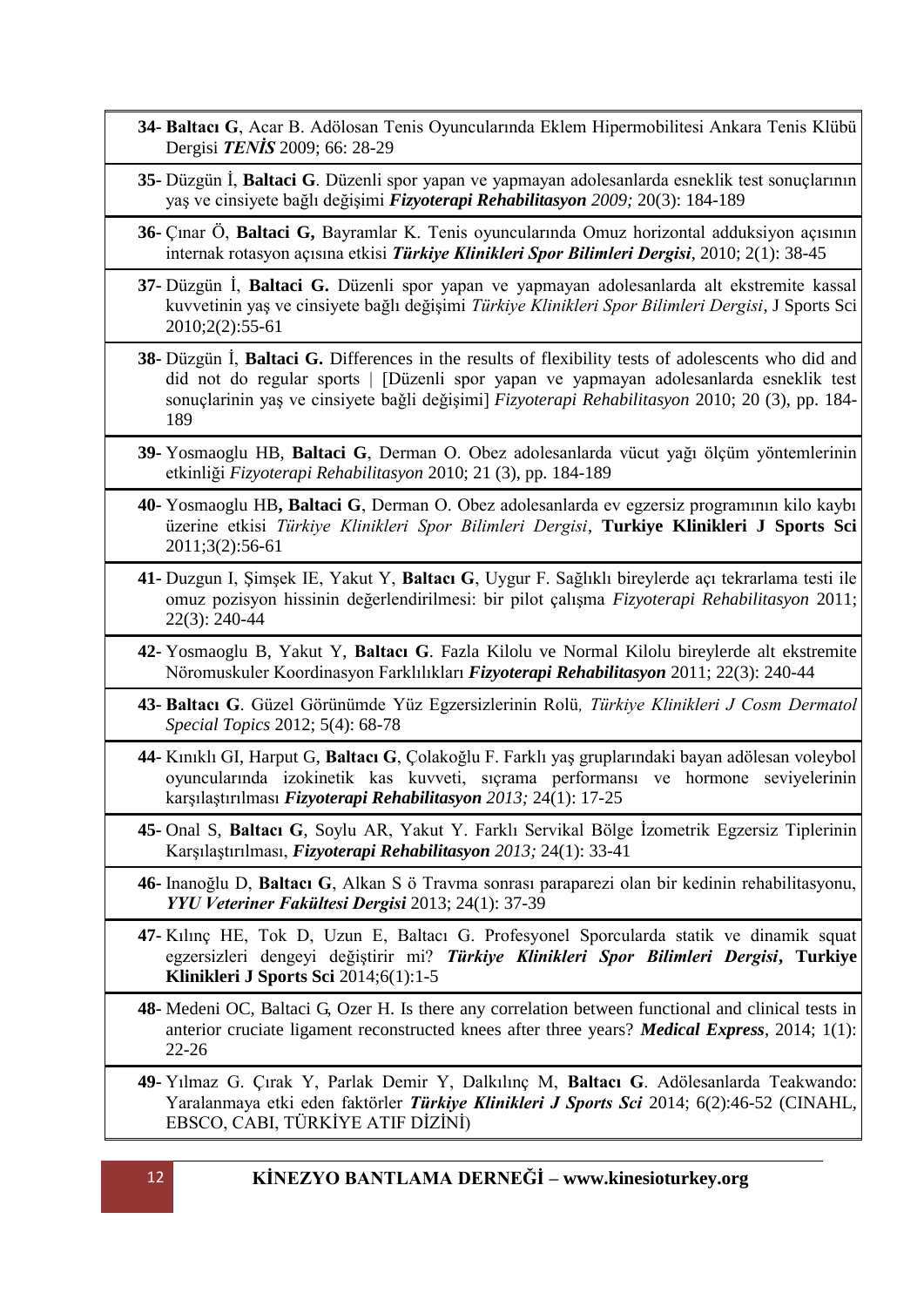**34-** **Baltacı G**, Acar B. Adölosan Tenis Oyuncularında Eklem Hipermobilitesi Ankara Tenis Klübü Dergisi ***TENİS*** 2009; 66: 28-29

**35-** Düzgün İ, **Baltaci G**. Düzenli spor yapan ve yapmayan adolesanlarda esneklik test sonuçlarının yaş ve cinsiyete bağlı değişimi ***Fizyoterapi Rehabilitasyon*** *2009;* 20(3): 184-189

**36-** Çınar Ö, **Baltaci G,** Bayramlar K. Tenis oyuncularında Omuz horizontal adduksiyon açısının internak rotasyon açısına etkisi ***Türkiye Klinikleri Spor Bilimleri Dergisi***, 2010; 2(1): 38-45

**37-** Düzgün İ, **Baltaci G.** Düzenli spor yapan ve yapmayan adolesanlarda alt ekstremite kassal kuvvetinin yaş ve cinsiyete bağlı değişimi *Türkiye Klinikleri Spor Bilimleri Dergisi*, J Sports Sci 2010;2(2):55-61

**38-** Düzgün İ, **Baltaci G.** Differences in the results of flexibility tests of adolescents who did and did not do regular sports | [Düzenli spor yapan ve yapmayan adolesanlarda esneklik test sonuçlarinin yaş ve cinsiyete bağli değişimi] *Fizyoterapi Rehabilitasyon* 2010; 20 (3), pp. 184-189

**39-** Yosmaoglu HB, **Baltaci G**, Derman O. Obez adolesanlarda vücut yağı ölçüm yöntemlerinin etkinliği *Fizyoterapi Rehabilitasyon* 2010; 21 (3), pp. 184-189

**40-** Yosmaoglu HB**, Baltaci G**, Derman O. Obez adolesanlarda ev egzersiz programının kilo kaybı üzerine etkisi *Türkiye Klinikleri Spor Bilimleri Dergisi*, **Turkiye Klinikleri J Sports Sci** 2011;3(2):56-61

**41-** Duzgun I, Şimşek IE, Yakut Y, **Baltacı G**, Uygur F. Sağlıklı bireylerde açı tekrarlama testi ile omuz pozisyon hissinin değerlendirilmesi: bir pilot çalışma *Fizyoterapi Rehabilitasyon* 2011; 22(3): 240-44

**42-** Yosmaoglu B, Yakut Y, **Baltacı G**. Fazla Kilolu ve Normal Kilolu bireylerde alt ekstremite Nöromuskuler Koordinasyon Farklılıkları ***Fizyoterapi Rehabilitasyon*** 2011; 22(3): 240-44

**43-** **Baltacı G**. Güzel Görünümde Yüz Egzersizlerinin Rolü*, Türkiye Klinikleri J Cosm Dermatol Special Topics* 2012; 5(4): 68-78

**44-** Kınıklı GI, Harput G, **Baltacı G**, Çolakoğlu F. Farklı yaş gruplarındaki bayan adölesan voleybol oyuncularında izokinetik kas kuvveti, sıçrama performansı ve hormone seviyelerinin karşılaştırılması ***Fizyoterapi Rehabilitasyon*** *2013;* 24(1): 17-25

**45-** Onal S, **Baltacı G**, Soylu AR, Yakut Y. Farklı Servikal Bölge İzometrik Egzersiz Tiplerinin Karşılaştırılması, ***Fizyoterapi Rehabilitasyon*** *2013;* 24(1): 33-41

**46-** Inanoğlu D, **Baltacı G**, Alkan S ö Travma sonrası paraparezi olan bir kedinin rehabilitasyonu, ***YYU Veteriner Fakültesi Dergisi*** 2013; 24(1): 37-39

**47-** Kılınç HE, Tok D, Uzun E, Baltacı G. Profesyonel Sporcularda statik ve dinamik squat egzersizleri dengeyi değiştirir mi? ***Türkiye Klinikleri Spor Bilimleri Dergisi*****, Turkiye Klinikleri J Sports Sci** 2014;6(1):1-5

**48-** Medeni OC, Baltaci G, Ozer H. Is there any correlation between functional and clinical tests in anterior cruciate ligament reconstructed knees after three years? ***Medical Express***, 2014; 1(1): 22-26

**49-** Yılmaz G. Çırak Y, Parlak Demir Y, Dalkılınç M, **Baltacı G**. Adölesanlarda Teakwando: Yaralanmaya etki eden faktörler ***Türkiye Klinikleri J Sports Sci*** 2014; 6(2):46-52 (CINAHL, EBSCO, CABI, TÜRKİYE ATIF DİZİNİ)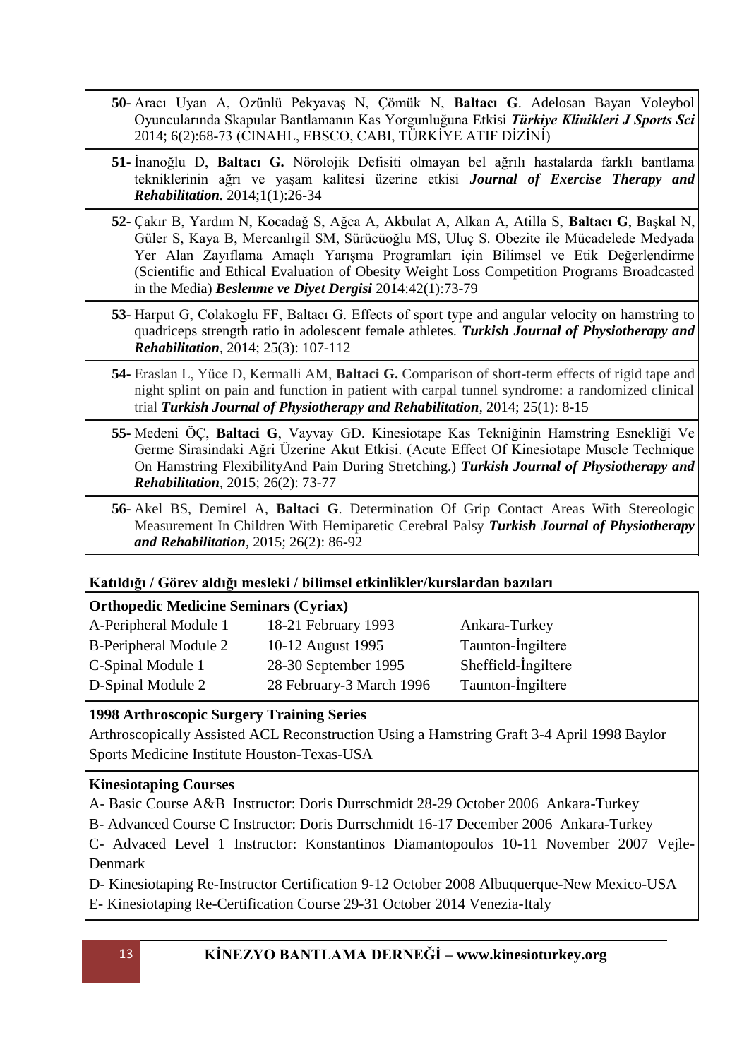**50-** Aracı Uyan A, Ozünlü Pekyavaş N, Çömük N, **Baltacı G**. Adelosan Bayan Voleybol Oyuncularında Skapular Bantlamanın Kas Yorgunluğuna Etkisi ***Türkiye Klinikleri J Sports Sci*** 2014; 6(2):68-73 (CINAHL, EBSCO, CABI, TÜRKİYE ATIF DİZİNİ)

**51-** İnanoğlu D, **Baltacı G.** Nörolojik Defisiti olmayan bel ağrılı hastalarda farklı bantlama tekniklerinin ağrı ve yaşam kalitesi üzerine etkisi ***Journal of Exercise Therapy and Rehabilitation***. 2014;1(1):26-34

**52-** Çakır B, Yardım N, Kocadağ S, Ağca A, Akbulat A, Alkan A, Atilla S, **Baltacı G**, Başkal N, Güler S, Kaya B, Mercanlıgil SM, Sürücüoğlu MS, Uluç S. Obezite ile Mücadelede Medyada Yer Alan Zayıflama Amaçlı Yarışma Programları için Bilimsel ve Etik Değerlendirme (Scientific and Ethical Evaluation of Obesity Weight Loss Competition Programs Broadcasted in the Media) ***Beslenme ve Diyet Dergisi*** 2014:42(1):73-79

**53-** Harput G, Colakoglu FF, Baltacı G. Effects of sport type and angular velocity on hamstring to quadriceps strength ratio in adolescent female athletes. ***Turkish Journal of Physiotherapy and Rehabilitation***, 2014; 25(3): 107-112

**54-** Eraslan L, Yüce D, Kermalli AM, **Baltaci G.** Comparison of short-term effects of rigid tape and night splint on pain and function in patient with carpal tunnel syndrome: a randomized clinical trial ***Turkish Journal of Physiotherapy and Rehabilitation***, 2014; 25(1): 8-15

**55-** Medeni ÖÇ, **Baltaci G**, Vayvay GD. Kinesiotape Kas Tekniğinin Hamstring Esnekliği Ve Germe Sirasindaki Ağri Üzerine Akut Etkisi. (Acute Effect Of Kinesiotape Muscle Technique On Hamstring FlexibilityAnd Pain During Stretching.) ***Turkish Journal of Physiotherapy and Rehabilitation***, 2015; 26(2): 73-77

**56-** Akel BS, Demirel A, **Baltaci G**. Determination Of Grip Contact Areas With Stereologic Measurement In Children With Hemiparetic Cerebral Palsy ***Turkish Journal of Physiotherapy and Rehabilitation***, 2015; 26(2): 86-92

**Katıldığı / Görev aldığı mesleki / bilimsel etkinlikler/kurslardan bazıları**

**Orthopedic Medicine Seminars (Cyriax)**

| | | |
|---|---|---|
| A-Peripheral Module 1 | 18-21 February 1993 | Ankara-Turkey |
| B-Peripheral Module 2 | 10-12 August 1995 | Taunton-İngiltere |
| C-Spinal Module 1 | 28-30 September 1995 | Sheffield-İngiltere |
| D-Spinal Module 2 | 28 February-3 March 1996 | Taunton-İngiltere |

**1998 Arthroscopic Surgery Training Series**

Arthroscopically Assisted ACL Reconstruction Using a Hamstring Graft 3-4 April 1998 Baylor Sports Medicine Institute Houston-Texas-USA

**Kinesiotaping Courses**

A- Basic Course A&B Instructor: Doris Durrschmidt 28-29 October 2006 Ankara-Turkey

B- Advanced Course C Instructor: Doris Durrschmidt 16-17 December 2006 Ankara-Turkey

C- Advaced Level 1 Instructor: Konstantinos Diamantopoulos 10-11 November 2007 Vejle-Denmark

D- Kinesiotaping Re-Instructor Certification 9-12 October 2008 Albuquerque-New Mexico-USA

E- Kinesiotaping Re-Certification Course 29-31 October 2014 Venezia-Italy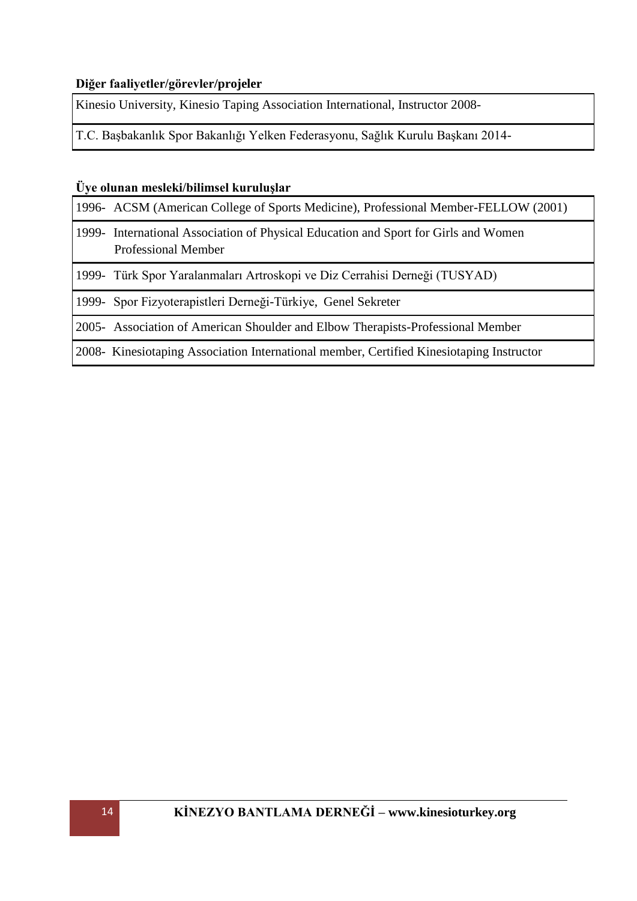**Diğer faaliyetler/görevler/projeler**

| |
|---|
| Kinesio University, Kinesio Taping Association International, Instructor 2008- |
| T.C. Başbakanlık Spor Bakanlığı Yelken Federasyonu, Sağlık Kurulu Başkanı 2014- |

**Üye olunan mesleki/bilimsel kuruluşlar**

| |
|---|
| 1996- ACSM (American College of Sports Medicine), Professional Member-FELLOW (2001) |
| 1999- International Association of Physical Education and Sport for Girls and Women Professional Member |
| 1999- Türk Spor Yaralanmaları Artroskopi ve Diz Cerrahisi Derneği (TUSYAD) |
| 1999- Spor Fizyoterapistleri Derneği-Türkiye, Genel Sekreter |
| 2005- Association of American Shoulder and Elbow Therapists-Professional Member |
| 2008- Kinesiotaping Association International member, Certified Kinesiotaping Instructor |